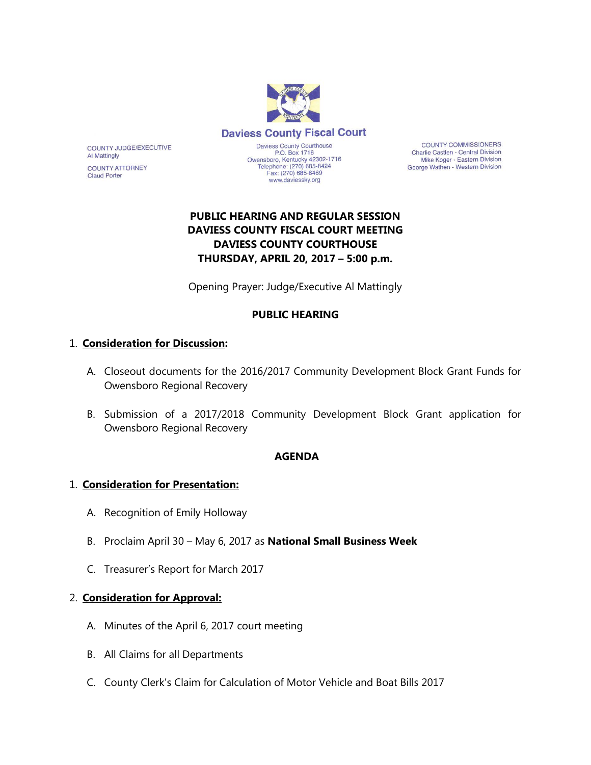# Daviess County Fiscal Court

COUNTY JUDGE/EXECUTIVE
Al Mattingly

COUNTY ATTORNEY
Claud Porter

Daviess County Courthouse
P.O. Box 1716
Owensboro, Kentucky 42302-1716
Telephone: (270) 685-8424
Fax: (270) 685-8469
www.daviessky.org

COUNTY COMMISSIONERS
Charlie Castlen - Central Division
Mike Koger - Eastern Division
George Wathen - Western Division

**PUBLIC HEARING AND REGULAR SESSION**
**DAVIESS COUNTY FISCAL COURT MEETING**
**DAVIESS COUNTY COURTHOUSE**
**THURSDAY, APRIL 20, 2017 – 5:00 p.m.**

Opening Prayer: Judge/Executive Al Mattingly

## PUBLIC HEARING

1. **Consideration for Discussion:**

   A. Closeout documents for the 2016/2017 Community Development Block Grant Funds for Owensboro Regional Recovery

   B. Submission of a 2017/2018 Community Development Block Grant application for Owensboro Regional Recovery

## AGENDA

1. **Consideration for Presentation:**

   A. Recognition of Emily Holloway

   B. Proclaim April 30 – May 6, 2017 as **National Small Business Week**

   C. Treasurer's Report for March 2017

2. **Consideration for Approval:**

   A. Minutes of the April 6, 2017 court meeting

   B. All Claims for all Departments

   C. County Clerk's Claim for Calculation of Motor Vehicle and Boat Bills 2017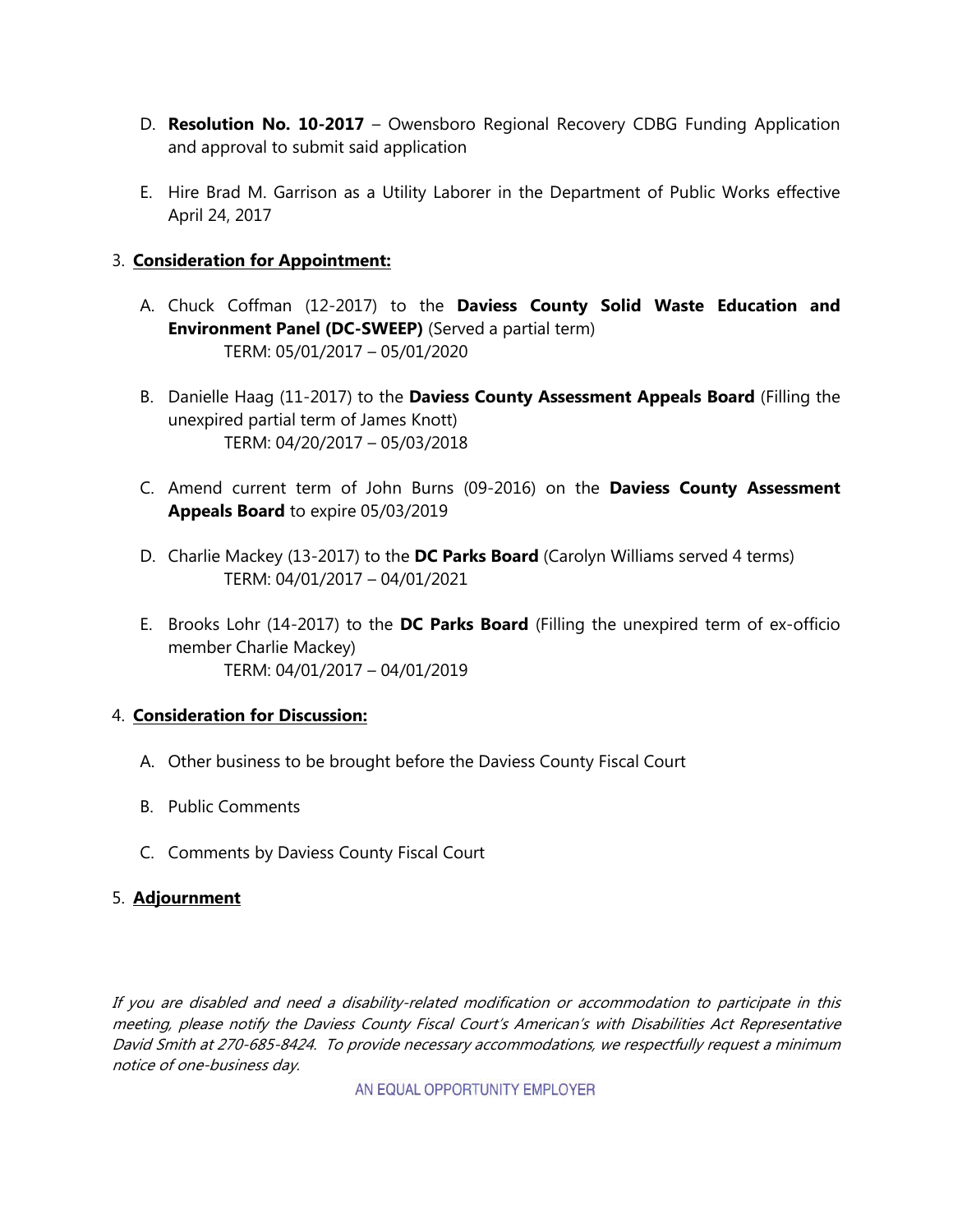D. **Resolution No. 10-2017** – Owensboro Regional Recovery CDBG Funding Application and approval to submit said application

E. Hire Brad M. Garrison as a Utility Laborer in the Department of Public Works effective April 24, 2017

3. **Consideration for Appointment:**

   A. Chuck Coffman (12-2017) to the **Daviess County Solid Waste Education and Environment Panel (DC-SWEEP)** (Served a partial term)
      TERM: 05/01/2017 – 05/01/2020

   B. Danielle Haag (11-2017) to the **Daviess County Assessment Appeals Board** (Filling the unexpired partial term of James Knott)
      TERM: 04/20/2017 – 05/03/2018

   C. Amend current term of John Burns (09-2016) on the **Daviess County Assessment Appeals Board** to expire 05/03/2019

   D. Charlie Mackey (13-2017) to the **DC Parks Board** (Carolyn Williams served 4 terms)
      TERM: 04/01/2017 – 04/01/2021

   E. Brooks Lohr (14-2017) to the **DC Parks Board** (Filling the unexpired term of ex-officio member Charlie Mackey)
      TERM: 04/01/2017 – 04/01/2019

4. **Consideration for Discussion:**

   A. Other business to be brought before the Daviess County Fiscal Court

   B. Public Comments

   C. Comments by Daviess County Fiscal Court

5. **Adjournment**

*If you are disabled and need a disability-related modification or accommodation to participate in this meeting, please notify the Daviess County Fiscal Court's American's with Disabilities Act Representative David Smith at 270-685-8424. To provide necessary accommodations, we respectfully request a minimum notice of one-business day.*

AN EQUAL OPPORTUNITY EMPLOYER